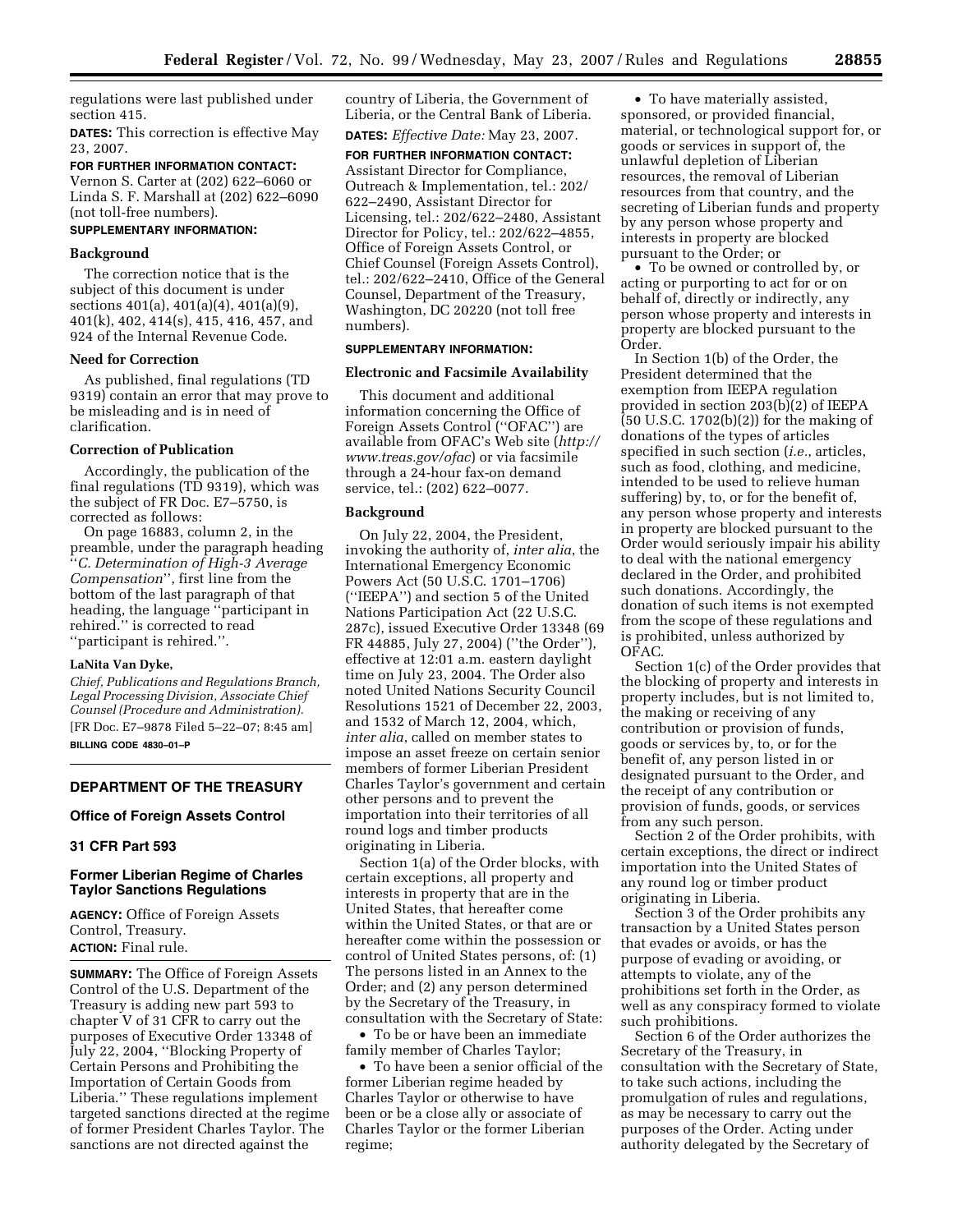regulations were last published under section 415.

**DATES:** This correction is effective May 23, 2007.

**FOR FURTHER INFORMATION CONTACT:** Vernon S. Carter at (202) 622–6060 or Linda S. F. Marshall at (202) 622–6090 (not toll-free numbers).

**SUPPLEMENTARY INFORMATION:**

### Background

The correction notice that is the subject of this document is under sections 401(a), 401(a)(4), 401(a)(9), 401(k), 402, 414(s), 415, 416, 457, and 924 of the Internal Revenue Code.

### Need for Correction

As published, final regulations (TD 9319) contain an error that may prove to be misleading and is in need of clarification.

### Correction of Publication

Accordingly, the publication of the final regulations (TD 9319), which was the subject of FR Doc. E7–5750, is corrected as follows:

On page 16883, column 2, in the preamble, under the paragraph heading ''*C. Determination of High-3 Average Compensation*'', first line from the bottom of the last paragraph of that heading, the language ''participant in rehired.'' is corrected to read ''participant is rehired.''.

**LaNita Van Dyke,**

*Chief, Publications and Regulations Branch, Legal Processing Division, Associate Chief Counsel (Procedure and Administration).*

[FR Doc. E7–9878 Filed 5–22–07; 8:45 am]

**BILLING CODE 4830–01–P**

---

## DEPARTMENT OF THE TREASURY

## Office of Foreign Assets Control

## 31 CFR Part 593

## Former Liberian Regime of Charles Taylor Sanctions Regulations

**AGENCY:** Office of Foreign Assets Control, Treasury.

**ACTION:** Final rule.

**SUMMARY:** The Office of Foreign Assets Control of the U.S. Department of the Treasury is adding new part 593 to chapter V of 31 CFR to carry out the purposes of Executive Order 13348 of July 22, 2004, ''Blocking Property of Certain Persons and Prohibiting the Importation of Certain Goods from Liberia.'' These regulations implement targeted sanctions directed at the regime of former President Charles Taylor. The sanctions are not directed against the country of Liberia, the Government of Liberia, or the Central Bank of Liberia.

**DATES:** *Effective Date:* May 23, 2007.

**FOR FURTHER INFORMATION CONTACT:** Assistant Director for Compliance, Outreach & Implementation, tel.: 202/622–2490, Assistant Director for Licensing, tel.: 202/622–2480, Assistant Director for Policy, tel.: 202/622–4855, Office of Foreign Assets Control, or Chief Counsel (Foreign Assets Control), tel.: 202/622–2410, Office of the General Counsel, Department of the Treasury, Washington, DC 20220 (not toll free numbers).

**SUPPLEMENTARY INFORMATION:**

### Electronic and Facsimile Availability

This document and additional information concerning the Office of Foreign Assets Control (''OFAC'') are available from OFAC's Web site (*http://www.treas.gov/ofac*) or via facsimile through a 24-hour fax-on demand service, tel.: (202) 622–0077.

### Background

On July 22, 2004, the President, invoking the authority of, *inter alia*, the International Emergency Economic Powers Act (50 U.S.C. 1701–1706) (''IEEPA'') and section 5 of the United Nations Participation Act (22 U.S.C. 287c), issued Executive Order 13348 (69 FR 44885, July 27, 2004) (''the Order''), effective at 12:01 a.m. eastern daylight time on July 23, 2004. The Order also noted United Nations Security Council Resolutions 1521 of December 22, 2003, and 1532 of March 12, 2004, which, *inter alia*, called on member states to impose an asset freeze on certain senior members of former Liberian President Charles Taylor's government and certain other persons and to prevent the importation into their territories of all round logs and timber products originating in Liberia.

Section 1(a) of the Order blocks, with certain exceptions, all property and interests in property that are in the United States, that hereafter come within the United States, or that are or hereafter come within the possession or control of United States persons, of: (1) The persons listed in an Annex to the Order; and (2) any person determined by the Secretary of the Treasury, in consultation with the Secretary of State:

- To be or have been an immediate family member of Charles Taylor;
- To have been a senior official of the former Liberian regime headed by Charles Taylor or otherwise to have been or be a close ally or associate of Charles Taylor or the former Liberian regime;
- To have materially assisted, sponsored, or provided financial, material, or technological support for, or goods or services in support of, the unlawful depletion of Liberian resources, the removal of Liberian resources from that country, and the secreting of Liberian funds and property by any person whose property and interests in property are blocked pursuant to the Order; or
- To be owned or controlled by, or acting or purporting to act for or on behalf of, directly or indirectly, any person whose property and interests in property are blocked pursuant to the Order.

In Section 1(b) of the Order, the President determined that the exemption from IEEPA regulation provided in section 203(b)(2) of IEEPA (50 U.S.C. 1702(b)(2)) for the making of donations of the types of articles specified in such section (*i.e.*, articles, such as food, clothing, and medicine, intended to be used to relieve human suffering) by, to, or for the benefit of, any person whose property and interests in property are blocked pursuant to the Order would seriously impair his ability to deal with the national emergency declared in the Order, and prohibited such donations. Accordingly, the donation of such items is not exempted from the scope of these regulations and is prohibited, unless authorized by OFAC.

Section 1(c) of the Order provides that the blocking of property and interests in property includes, but is not limited to, the making or receiving of any contribution or provision of funds, goods or services by, to, or for the benefit of, any person listed in or designated pursuant to the Order, and the receipt of any contribution or provision of funds, goods, or services from any such person.

Section 2 of the Order prohibits, with certain exceptions, the direct or indirect importation into the United States of any round log or timber product originating in Liberia.

Section 3 of the Order prohibits any transaction by a United States person that evades or avoids, or has the purpose of evading or avoiding, or attempts to violate, any of the prohibitions set forth in the Order, as well as any conspiracy formed to violate such prohibitions.

Section 6 of the Order authorizes the Secretary of the Treasury, in consultation with the Secretary of State, to take such actions, including the promulgation of rules and regulations, as may be necessary to carry out the purposes of the Order. Acting under authority delegated by the Secretary of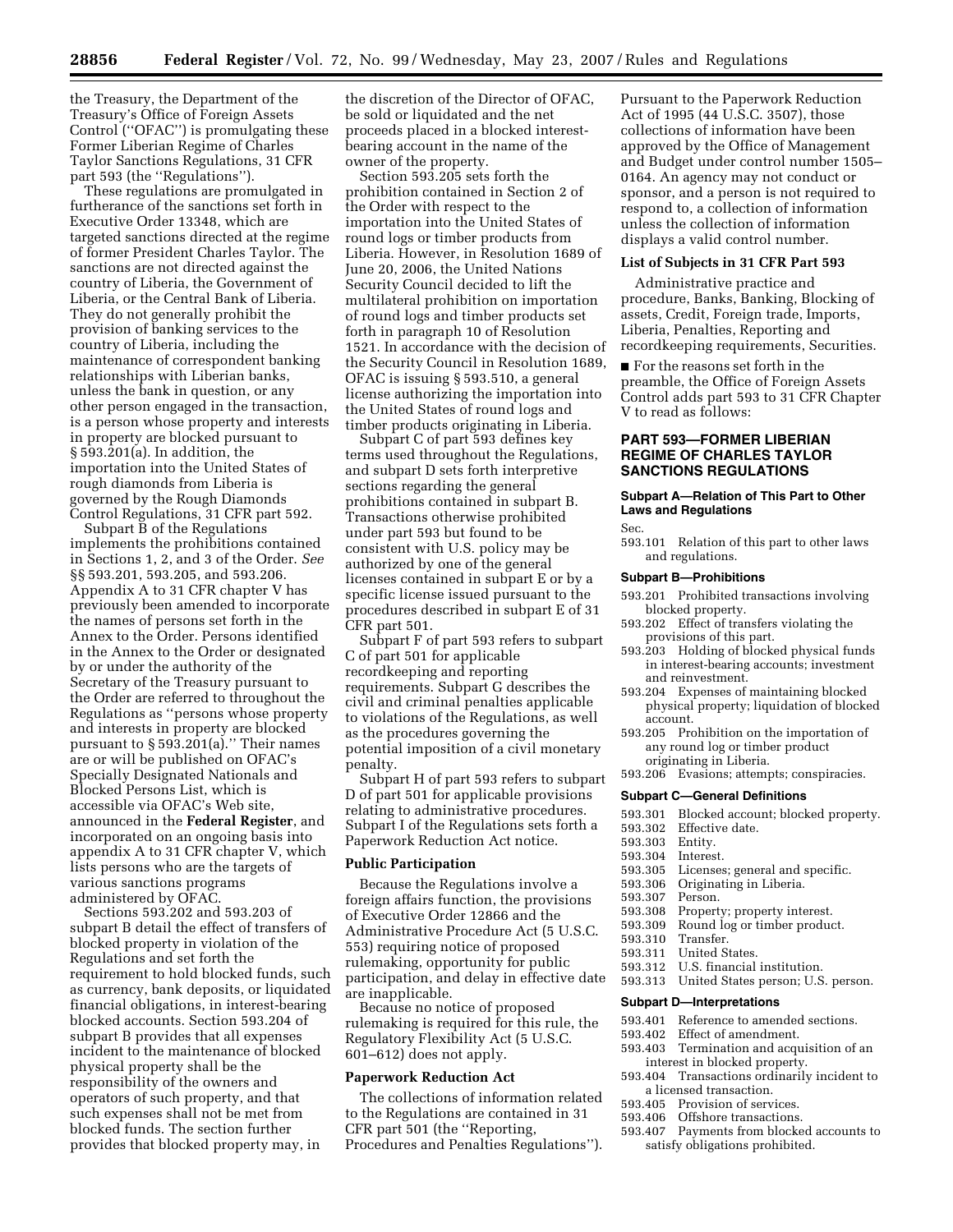the Treasury, the Department of the Treasury's Office of Foreign Assets Control (''OFAC'') is promulgating these Former Liberian Regime of Charles Taylor Sanctions Regulations, 31 CFR part 593 (the ''Regulations'').

These regulations are promulgated in furtherance of the sanctions set forth in Executive Order 13348, which are targeted sanctions directed at the regime of former President Charles Taylor. The sanctions are not directed against the country of Liberia, the Government of Liberia, or the Central Bank of Liberia. They do not generally prohibit the provision of banking services to the country of Liberia, including the maintenance of correspondent banking relationships with Liberian banks, unless the bank in question, or any other person engaged in the transaction, is a person whose property and interests in property are blocked pursuant to § 593.201(a). In addition, the importation into the United States of rough diamonds from Liberia is governed by the Rough Diamonds Control Regulations, 31 CFR part 592.

Subpart B of the Regulations implements the prohibitions contained in Sections 1, 2, and 3 of the Order. *See* §§ 593.201, 593.205, and 593.206. Appendix A to 31 CFR chapter V has previously been amended to incorporate the names of persons set forth in the Annex to the Order. Persons identified in the Annex to the Order or designated by or under the authority of the Secretary of the Treasury pursuant to the Order are referred to throughout the Regulations as ''persons whose property and interests in property are blocked pursuant to § 593.201(a).'' Their names are or will be published on OFAC's Specially Designated Nationals and Blocked Persons List, which is accessible via OFAC's Web site, announced in the **Federal Register**, and incorporated on an ongoing basis into appendix A to 31 CFR chapter V, which lists persons who are the targets of various sanctions programs administered by OFAC.

Sections 593.202 and 593.203 of subpart B detail the effect of transfers of blocked property in violation of the Regulations and set forth the requirement to hold blocked funds, such as currency, bank deposits, or liquidated financial obligations, in interest-bearing blocked accounts. Section 593.204 of subpart B provides that all expenses incident to the maintenance of blocked physical property shall be the responsibility of the owners and operators of such property, and that such expenses shall not be met from blocked funds. The section further provides that blocked property may, in the discretion of the Director of OFAC, be sold or liquidated and the net proceeds placed in a blocked interest-bearing account in the name of the owner of the property.

Section 593.205 sets forth the prohibition contained in Section 2 of the Order with respect to the importation into the United States of round logs or timber products from Liberia. However, in Resolution 1689 of June 20, 2006, the United Nations Security Council decided to lift the multilateral prohibition on importation of round logs and timber products set forth in paragraph 10 of Resolution 1521. In accordance with the decision of the Security Council in Resolution 1689, OFAC is issuing § 593.510, a general license authorizing the importation into the United States of round logs and timber products originating in Liberia.

Subpart C of part 593 defines key terms used throughout the Regulations, and subpart D sets forth interpretive sections regarding the general prohibitions contained in subpart B. Transactions otherwise prohibited under part 593 but found to be consistent with U.S. policy may be authorized by one of the general licenses contained in subpart E or by a specific license issued pursuant to the procedures described in subpart E of 31 CFR part 501.

Subpart F of part 593 refers to subpart C of part 501 for applicable recordkeeping and reporting requirements. Subpart G describes the civil and criminal penalties applicable to violations of the Regulations, as well as the procedures governing the potential imposition of a civil monetary penalty.

Subpart H of part 593 refers to subpart D of part 501 for applicable provisions relating to administrative procedures. Subpart I of the Regulations sets forth a Paperwork Reduction Act notice.

### Public Participation

Because the Regulations involve a foreign affairs function, the provisions of Executive Order 12866 and the Administrative Procedure Act (5 U.S.C. 553) requiring notice of proposed rulemaking, opportunity for public participation, and delay in effective date are inapplicable.

Because no notice of proposed rulemaking is required for this rule, the Regulatory Flexibility Act (5 U.S.C. 601–612) does not apply.

### Paperwork Reduction Act

The collections of information related to the Regulations are contained in 31 CFR part 501 (the ''Reporting, Procedures and Penalties Regulations''). Pursuant to the Paperwork Reduction Act of 1995 (44 U.S.C. 3507), those collections of information have been approved by the Office of Management and Budget under control number 1505–0164. An agency may not conduct or sponsor, and a person is not required to respond to, a collection of information unless the collection of information displays a valid control number.

### List of Subjects in 31 CFR Part 593

Administrative practice and procedure, Banks, Banking, Blocking of assets, Credit, Foreign trade, Imports, Liberia, Penalties, Reporting and recordkeeping requirements, Securities.

■ For the reasons set forth in the preamble, the Office of Foreign Assets Control adds part 593 to 31 CFR Chapter V to read as follows:

## PART 593—FORMER LIBERIAN REGIME OF CHARLES TAYLOR SANCTIONS REGULATIONS

#### Subpart A—Relation of This Part to Other Laws and Regulations

Sec.
593.101 Relation of this part to other laws and regulations.

#### Subpart B—Prohibitions

593.201 Prohibited transactions involving blocked property.
593.202 Effect of transfers violating the provisions of this part.
593.203 Holding of blocked physical funds in interest-bearing accounts; investment and reinvestment.
593.204 Expenses of maintaining blocked physical property; liquidation of blocked account.
593.205 Prohibition on the importation of any round log or timber product originating in Liberia.
593.206 Evasions; attempts; conspiracies.

#### Subpart C—General Definitions

593.301 Blocked account; blocked property.
593.302 Effective date.
593.303 Entity.
593.304 Interest.
593.305 Licenses; general and specific.
593.306 Originating in Liberia.
593.307 Person.
593.308 Property; property interest.
593.309 Round log or timber product.
593.310 Transfer.
593.311 United States.
593.312 U.S. financial institution.
593.313 United States person; U.S. person.

#### Subpart D—Interpretations

593.401 Reference to amended sections.
593.402 Effect of amendment.
593.403 Termination and acquisition of an interest in blocked property.
593.404 Transactions ordinarily incident to a licensed transaction.
593.405 Provision of services.
593.406 Offshore transactions.
593.407 Payments from blocked accounts to satisfy obligations prohibited.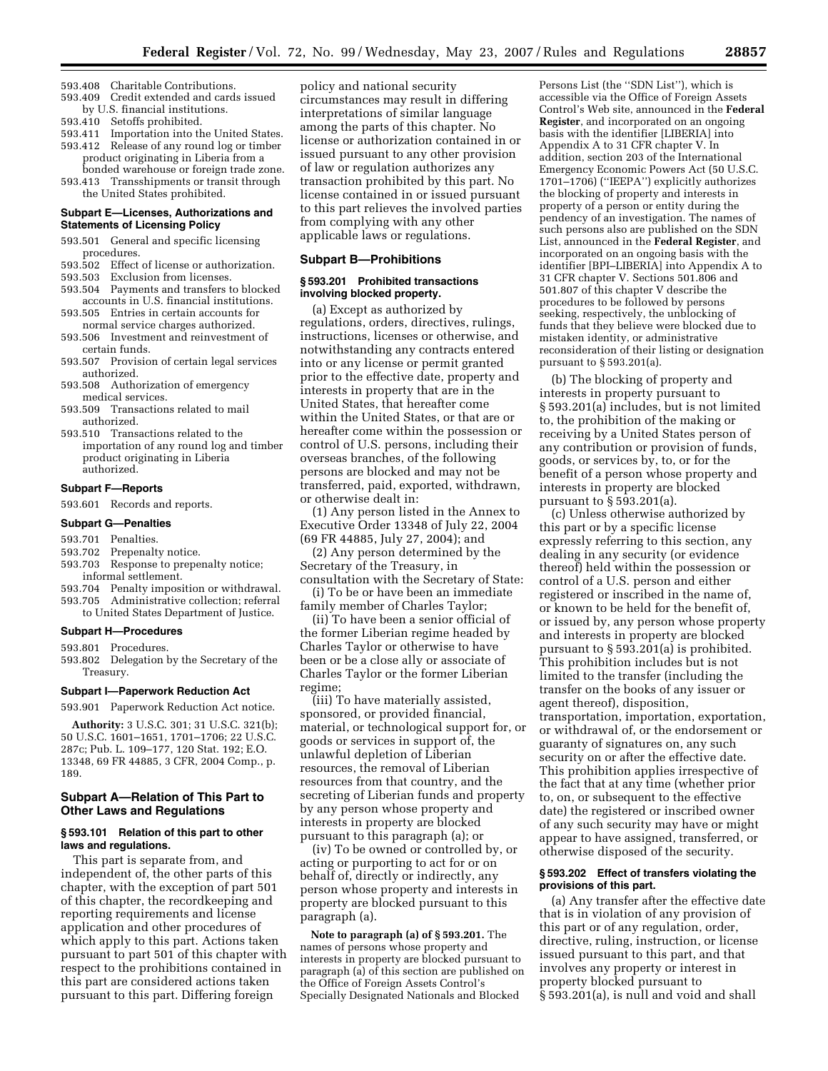593.408 Charitable Contributions.
593.409 Credit extended and cards issued by U.S. financial institutions.
593.410 Setoffs prohibited.
593.411 Importation into the United States.
593.412 Release of any round log or timber product originating in Liberia from a bonded warehouse or foreign trade zone.
593.413 Transshipments or transit through the United States prohibited.

#### Subpart E—Licenses, Authorizations and Statements of Licensing Policy

593.501 General and specific licensing procedures.
593.502 Effect of license or authorization.
593.503 Exclusion from licenses.
593.504 Payments and transfers to blocked accounts in U.S. financial institutions.
593.505 Entries in certain accounts for normal service charges authorized.
593.506 Investment and reinvestment of certain funds.
593.507 Provision of certain legal services authorized.
593.508 Authorization of emergency medical services.
593.509 Transactions related to mail authorized.
593.510 Transactions related to the importation of any round log and timber product originating in Liberia authorized.

#### Subpart F—Reports

593.601 Records and reports.

#### Subpart G—Penalties

593.701 Penalties.
593.702 Prepenalty notice.
593.703 Response to prepenalty notice; informal settlement.
593.704 Penalty imposition or withdrawal.
593.705 Administrative collection; referral to United States Department of Justice.

#### Subpart H—Procedures

593.801 Procedures.
593.802 Delegation by the Secretary of the Treasury.

#### Subpart I—Paperwork Reduction Act

593.901 Paperwork Reduction Act notice.

**Authority:** 3 U.S.C. 301; 31 U.S.C. 321(b); 50 U.S.C. 1601–1651, 1701–1706; 22 U.S.C. 287c; Pub. L. 109–177, 120 Stat. 192; E.O. 13348, 69 FR 44885, 3 CFR, 2004 Comp., p. 189.

## Subpart A—Relation of This Part to Other Laws and Regulations

### § 593.101 Relation of this part to other laws and regulations.

This part is separate from, and independent of, the other parts of this chapter, with the exception of part 501 of this chapter, the recordkeeping and reporting requirements and license application and other procedures of which apply to this part. Actions taken pursuant to part 501 of this chapter with respect to the prohibitions contained in this part are considered actions taken pursuant to this part. Differing foreign policy and national security circumstances may result in differing interpretations of similar language among the parts of this chapter. No license or authorization contained in or issued pursuant to any other provision of law or regulation authorizes any transaction prohibited by this part. No license contained in or issued pursuant to this part relieves the involved parties from complying with any other applicable laws or regulations.

## Subpart B—Prohibitions

### § 593.201 Prohibited transactions involving blocked property.

(a) Except as authorized by regulations, orders, directives, rulings, instructions, licenses or otherwise, and notwithstanding any contracts entered into or any license or permit granted prior to the effective date, property and interests in property that are in the United States, that hereafter come within the United States, or that are or hereafter come within the possession or control of U.S. persons, including their overseas branches, of the following persons are blocked and may not be transferred, paid, exported, withdrawn, or otherwise dealt in:

(1) Any person listed in the Annex to Executive Order 13348 of July 22, 2004 (69 FR 44885, July 27, 2004); and

(2) Any person determined by the Secretary of the Treasury, in consultation with the Secretary of State:

(i) To be or have been an immediate family member of Charles Taylor;

(ii) To have been a senior official of the former Liberian regime headed by Charles Taylor or otherwise to have been or be a close ally or associate of Charles Taylor or the former Liberian regime;

(iii) To have materially assisted, sponsored, or provided financial, material, or technological support for, or goods or services in support of, the unlawful depletion of Liberian resources, the removal of Liberian resources from that country, and the secreting of Liberian funds and property by any person whose property and interests in property are blocked pursuant to this paragraph (a); or

(iv) To be owned or controlled by, or acting or purporting to act for or on behalf of, directly or indirectly, any person whose property and interests in property are blocked pursuant to this paragraph (a).

**Note to paragraph (a) of § 593.201.** The names of persons whose property and interests in property are blocked pursuant to paragraph (a) of this section are published on the Office of Foreign Assets Control's Specially Designated Nationals and Blocked Persons List (the ''SDN List''), which is accessible via the Office of Foreign Assets Control's Web site, announced in the **Federal Register**, and incorporated on an ongoing basis with the identifier [LIBERIA] into Appendix A to 31 CFR chapter V. In addition, section 203 of the International Emergency Economic Powers Act (50 U.S.C. 1701–1706) (''IEEPA'') explicitly authorizes the blocking of property and interests in property of a person or entity during the pendency of an investigation. The names of such persons also are published on the SDN List, announced in the **Federal Register**, and incorporated on an ongoing basis with the identifier [BPI–LIBERIA] into Appendix A to 31 CFR chapter V. Sections 501.806 and 501.807 of this chapter V describe the procedures to be followed by persons seeking, respectively, the unblocking of funds that they believe were blocked due to mistaken identity, or administrative reconsideration of their listing or designation pursuant to § 593.201(a).

(b) The blocking of property and interests in property pursuant to § 593.201(a) includes, but is not limited to, the prohibition of the making or receiving by a United States person of any contribution or provision of funds, goods, or services by, to, or for the benefit of a person whose property and interests in property are blocked pursuant to § 593.201(a).

(c) Unless otherwise authorized by this part or by a specific license expressly referring to this section, any dealing in any security (or evidence thereof) held within the possession or control of a U.S. person and either registered or inscribed in the name of, or known to be held for the benefit of, or issued by, any person whose property and interests in property are blocked pursuant to § 593.201(a) is prohibited. This prohibition includes but is not limited to the transfer (including the transfer on the books of any issuer or agent thereof), disposition, transportation, importation, exportation, or withdrawal of, or the endorsement or guaranty of signatures on, any such security on or after the effective date. This prohibition applies irrespective of the fact that at any time (whether prior to, on, or subsequent to the effective date) the registered or inscribed owner of any such security may have or might appear to have assigned, transferred, or otherwise disposed of the security.

### § 593.202 Effect of transfers violating the provisions of this part.

(a) Any transfer after the effective date that is in violation of any provision of this part or of any regulation, order, directive, ruling, instruction, or license issued pursuant to this part, and that involves any property or interest in property blocked pursuant to § 593.201(a), is null and void and shall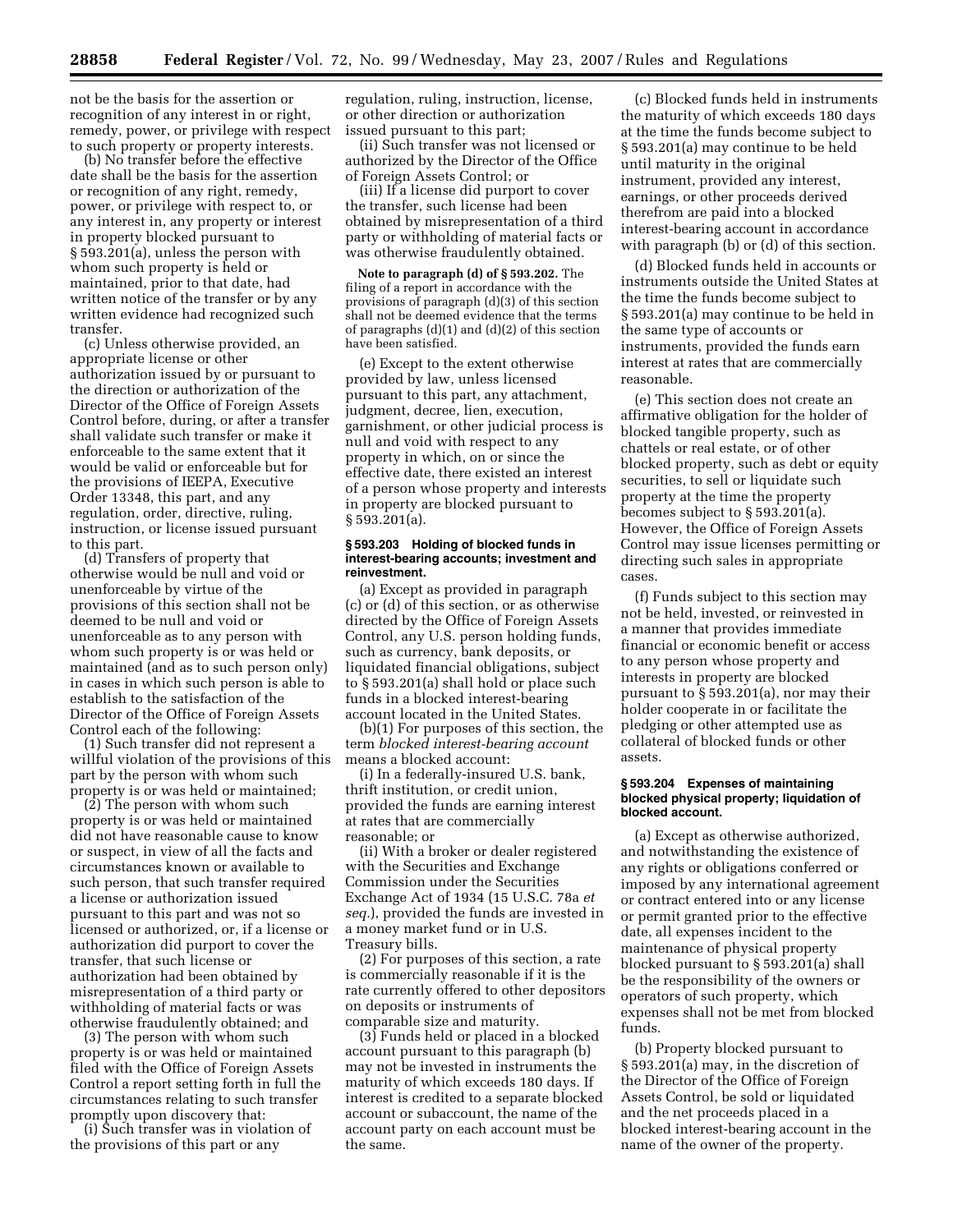not be the basis for the assertion or recognition of any interest in or right, remedy, power, or privilege with respect to such property or property interests.

(b) No transfer before the effective date shall be the basis for the assertion or recognition of any right, remedy, power, or privilege with respect to, or any interest in, any property or interest in property blocked pursuant to § 593.201(a), unless the person with whom such property is held or maintained, prior to that date, had written notice of the transfer or by any written evidence had recognized such transfer.

(c) Unless otherwise provided, an appropriate license or other authorization issued by or pursuant to the direction or authorization of the Director of the Office of Foreign Assets Control before, during, or after a transfer shall validate such transfer or make it enforceable to the same extent that it would be valid or enforceable but for the provisions of IEEPA, Executive Order 13348, this part, and any regulation, order, directive, ruling, instruction, or license issued pursuant to this part.

(d) Transfers of property that otherwise would be null and void or unenforceable by virtue of the provisions of this section shall not be deemed to be null and void or unenforceable as to any person with whom such property is or was held or maintained (and as to such person only) in cases in which such person is able to establish to the satisfaction of the Director of the Office of Foreign Assets Control each of the following:

(1) Such transfer did not represent a willful violation of the provisions of this part by the person with whom such property is or was held or maintained;

(2) The person with whom such property is or was held or maintained did not have reasonable cause to know or suspect, in view of all the facts and circumstances known or available to such person, that such transfer required a license or authorization issued pursuant to this part and was not so licensed or authorized, or, if a license or authorization did purport to cover the transfer, that such license or authorization had been obtained by misrepresentation of a third party or withholding of material facts or was otherwise fraudulently obtained; and

(3) The person with whom such property is or was held or maintained filed with the Office of Foreign Assets Control a report setting forth in full the circumstances relating to such transfer promptly upon discovery that:

(i) Such transfer was in violation of the provisions of this part or any regulation, ruling, instruction, license, or other direction or authorization issued pursuant to this part;

(ii) Such transfer was not licensed or authorized by the Director of the Office of Foreign Assets Control; or

(iii) If a license did purport to cover the transfer, such license had been obtained by misrepresentation of a third party or withholding of material facts or was otherwise fraudulently obtained.

**Note to paragraph (d) of § 593.202.** The filing of a report in accordance with the provisions of paragraph (d)(3) of this section shall not be deemed evidence that the terms of paragraphs (d)(1) and (d)(2) of this section have been satisfied.

(e) Except to the extent otherwise provided by law, unless licensed pursuant to this part, any attachment, judgment, decree, lien, execution, garnishment, or other judicial process is null and void with respect to any property in which, on or since the effective date, there existed an interest of a person whose property and interests in property are blocked pursuant to § 593.201(a).

#### § 593.203 Holding of blocked funds in interest-bearing accounts; investment and reinvestment.

(a) Except as provided in paragraph (c) or (d) of this section, or as otherwise directed by the Office of Foreign Assets Control, any U.S. person holding funds, such as currency, bank deposits, or liquidated financial obligations, subject to § 593.201(a) shall hold or place such funds in a blocked interest-bearing account located in the United States.

(b)(1) For purposes of this section, the term *blocked interest-bearing account* means a blocked account:

(i) In a federally-insured U.S. bank, thrift institution, or credit union, provided the funds are earning interest at rates that are commercially reasonable; or

(ii) With a broker or dealer registered with the Securities and Exchange Commission under the Securities Exchange Act of 1934 (15 U.S.C. 78a *et seq.*), provided the funds are invested in a money market fund or in U.S. Treasury bills.

(2) For purposes of this section, a rate is commercially reasonable if it is the rate currently offered to other depositors on deposits or instruments of comparable size and maturity.

(3) Funds held or placed in a blocked account pursuant to this paragraph (b) may not be invested in instruments the maturity of which exceeds 180 days. If interest is credited to a separate blocked account or subaccount, the name of the account party on each account must be the same.

(c) Blocked funds held in instruments the maturity of which exceeds 180 days at the time the funds become subject to § 593.201(a) may continue to be held until maturity in the original instrument, provided any interest, earnings, or other proceeds derived therefrom are paid into a blocked interest-bearing account in accordance with paragraph (b) or (d) of this section.

(d) Blocked funds held in accounts or instruments outside the United States at the time the funds become subject to § 593.201(a) may continue to be held in the same type of accounts or instruments, provided the funds earn interest at rates that are commercially reasonable.

(e) This section does not create an affirmative obligation for the holder of blocked tangible property, such as chattels or real estate, or of other blocked property, such as debt or equity securities, to sell or liquidate such property at the time the property becomes subject to § 593.201(a). However, the Office of Foreign Assets Control may issue licenses permitting or directing such sales in appropriate cases.

(f) Funds subject to this section may not be held, invested, or reinvested in a manner that provides immediate financial or economic benefit or access to any person whose property and interests in property are blocked pursuant to § 593.201(a), nor may their holder cooperate in or facilitate the pledging or other attempted use as collateral of blocked funds or other assets.

#### § 593.204 Expenses of maintaining blocked physical property; liquidation of blocked account.

(a) Except as otherwise authorized, and notwithstanding the existence of any rights or obligations conferred or imposed by any international agreement or contract entered into or any license or permit granted prior to the effective date, all expenses incident to the maintenance of physical property blocked pursuant to § 593.201(a) shall be the responsibility of the owners or operators of such property, which expenses shall not be met from blocked funds.

(b) Property blocked pursuant to § 593.201(a) may, in the discretion of the Director of the Office of Foreign Assets Control, be sold or liquidated and the net proceeds placed in a blocked interest-bearing account in the name of the owner of the property.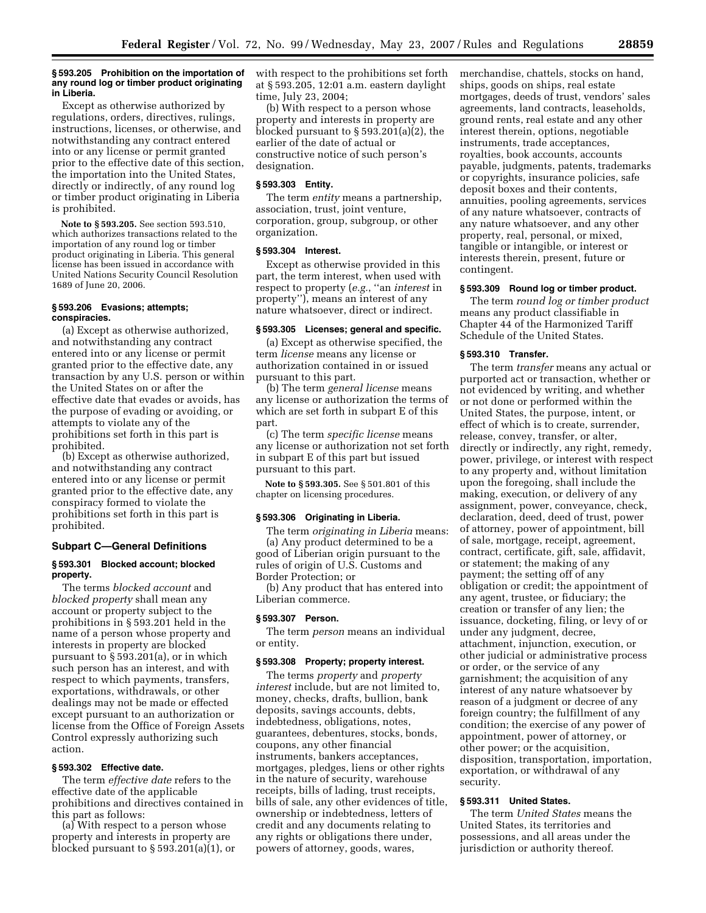### § 593.205 Prohibition on the importation of any round log or timber product originating in Liberia.

Except as otherwise authorized by regulations, orders, directives, rulings, instructions, licenses, or otherwise, and notwithstanding any contract entered into or any license or permit granted prior to the effective date of this section, the importation into the United States, directly or indirectly, of any round log or timber product originating in Liberia is prohibited.

**Note to § 593.205.** See section 593.510, which authorizes transactions related to the importation of any round log or timber product originating in Liberia. This general license has been issued in accordance with United Nations Security Council Resolution 1689 of June 20, 2006.

### § 593.206 Evasions; attempts; conspiracies.

(a) Except as otherwise authorized, and notwithstanding any contract entered into or any license or permit granted prior to the effective date, any transaction by any U.S. person or within the United States on or after the effective date that evades or avoids, has the purpose of evading or avoiding, or attempts to violate any of the prohibitions set forth in this part is prohibited.

(b) Except as otherwise authorized, and notwithstanding any contract entered into or any license or permit granted prior to the effective date, any conspiracy formed to violate the prohibitions set forth in this part is prohibited.

## Subpart C—General Definitions

### § 593.301 Blocked account; blocked property.

The terms *blocked account* and *blocked property* shall mean any account or property subject to the prohibitions in § 593.201 held in the name of a person whose property and interests in property are blocked pursuant to § 593.201(a), or in which such person has an interest, and with respect to which payments, transfers, exportations, withdrawals, or other dealings may not be made or effected except pursuant to an authorization or license from the Office of Foreign Assets Control expressly authorizing such action.

### § 593.302 Effective date.

The term *effective date* refers to the effective date of the applicable prohibitions and directives contained in this part as follows:

(a) With respect to a person whose property and interests in property are blocked pursuant to § 593.201(a)(1), or with respect to the prohibitions set forth at § 593.205, 12:01 a.m. eastern daylight time, July 23, 2004;

(b) With respect to a person whose property and interests in property are blocked pursuant to § 593.201(a)(2), the earlier of the date of actual or constructive notice of such person's designation.

### § 593.303 Entity.

The term *entity* means a partnership, association, trust, joint venture, corporation, group, subgroup, or other organization.

### § 593.304 Interest.

Except as otherwise provided in this part, the term interest, when used with respect to property (*e.g.*, ''an *interest* in property''), means an interest of any nature whatsoever, direct or indirect.

### § 593.305 Licenses; general and specific.

(a) Except as otherwise specified, the term *license* means any license or authorization contained in or issued pursuant to this part.

(b) The term *general license* means any license or authorization the terms of which are set forth in subpart E of this part.

(c) The term *specific license* means any license or authorization not set forth in subpart E of this part but issued pursuant to this part.

**Note to § 593.305.** See § 501.801 of this chapter on licensing procedures.

### § 593.306 Originating in Liberia.

The term *originating in Liberia* means:

(a) Any product determined to be a good of Liberian origin pursuant to the rules of origin of U.S. Customs and Border Protection; or

(b) Any product that has entered into Liberian commerce.

### § 593.307 Person.

The term *person* means an individual or entity.

### § 593.308 Property; property interest.

The terms *property* and *property interest* include, but are not limited to, money, checks, drafts, bullion, bank deposits, savings accounts, debts, indebtedness, obligations, notes, guarantees, debentures, stocks, bonds, coupons, any other financial instruments, bankers acceptances, mortgages, pledges, liens or other rights in the nature of security, warehouse receipts, bills of lading, trust receipts, bills of sale, any other evidences of title, ownership or indebtedness, letters of credit and any documents relating to any rights or obligations there under, powers of attorney, goods, wares, merchandise, chattels, stocks on hand, ships, goods on ships, real estate mortgages, deeds of trust, vendors' sales agreements, land contracts, leaseholds, ground rents, real estate and any other interest therein, options, negotiable instruments, trade acceptances, royalties, book accounts, accounts payable, judgments, patents, trademarks or copyrights, insurance policies, safe deposit boxes and their contents, annuities, pooling agreements, services of any nature whatsoever, contracts of any nature whatsoever, and any other property, real, personal, or mixed, tangible or intangible, or interest or interests therein, present, future or contingent.

### § 593.309 Round log or timber product.

The term *round log or timber product* means any product classifiable in Chapter 44 of the Harmonized Tariff Schedule of the United States.

### § 593.310 Transfer.

The term *transfer* means any actual or purported act or transaction, whether or not evidenced by writing, and whether or not done or performed within the United States, the purpose, intent, or effect of which is to create, surrender, release, convey, transfer, or alter, directly or indirectly, any right, remedy, power, privilege, or interest with respect to any property and, without limitation upon the foregoing, shall include the making, execution, or delivery of any assignment, power, conveyance, check, declaration, deed, deed of trust, power of attorney, power of appointment, bill of sale, mortgage, receipt, agreement, contract, certificate, gift, sale, affidavit, or statement; the making of any payment; the setting off of any obligation or credit; the appointment of any agent, trustee, or fiduciary; the creation or transfer of any lien; the issuance, docketing, filing, or levy of or under any judgment, decree, attachment, injunction, execution, or other judicial or administrative process or order, or the service of any garnishment; the acquisition of any interest of any nature whatsoever by reason of a judgment or decree of any foreign country; the fulfillment of any condition; the exercise of any power of appointment, power of attorney, or other power; or the acquisition, disposition, transportation, importation, exportation, or withdrawal of any security.

### § 593.311 United States.

The term *United States* means the United States, its territories and possessions, and all areas under the jurisdiction or authority thereof.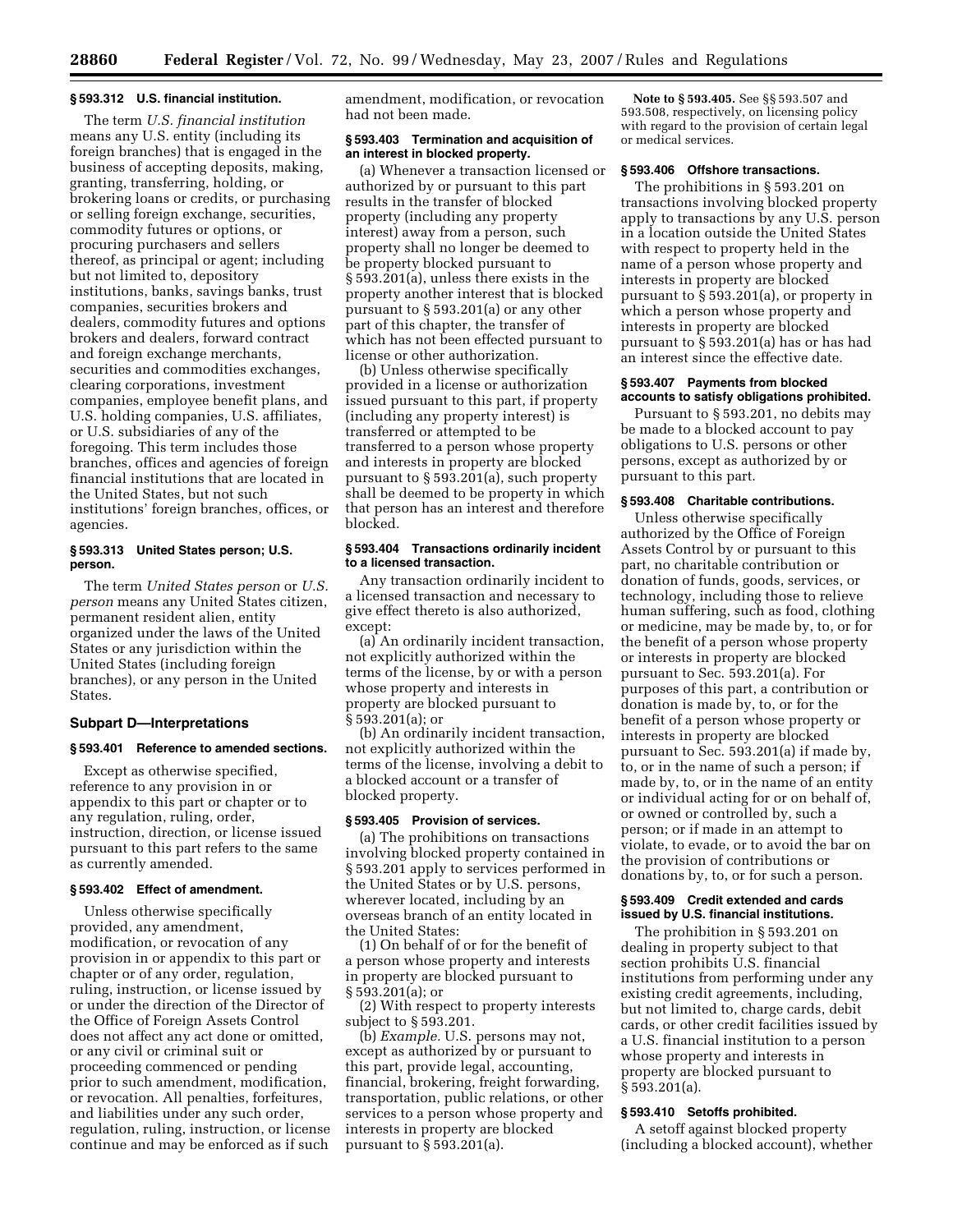### § 593.312 U.S. financial institution.

The term *U.S. financial institution* means any U.S. entity (including its foreign branches) that is engaged in the business of accepting deposits, making, granting, transferring, holding, or brokering loans or credits, or purchasing or selling foreign exchange, securities, commodity futures or options, or procuring purchasers and sellers thereof, as principal or agent; including but not limited to, depository institutions, banks, savings banks, trust companies, securities brokers and dealers, commodity futures and options brokers and dealers, forward contract and foreign exchange merchants, securities and commodities exchanges, clearing corporations, investment companies, employee benefit plans, and U.S. holding companies, U.S. affiliates, or U.S. subsidiaries of any of the foregoing. This term includes those branches, offices and agencies of foreign financial institutions that are located in the United States, but not such institutions' foreign branches, offices, or agencies.

### § 593.313 United States person; U.S. person.

The term *United States person* or *U.S. person* means any United States citizen, permanent resident alien, entity organized under the laws of the United States or any jurisdiction within the United States (including foreign branches), or any person in the United States.

## Subpart D—Interpretations

### § 593.401 Reference to amended sections.

Except as otherwise specified, reference to any provision in or appendix to this part or chapter or to any regulation, ruling, order, instruction, direction, or license issued pursuant to this part refers to the same as currently amended.

### § 593.402 Effect of amendment.

Unless otherwise specifically provided, any amendment, modification, or revocation of any provision in or appendix to this part or chapter or of any order, regulation, ruling, instruction, or license issued by or under the direction of the Director of the Office of Foreign Assets Control does not affect any act done or omitted, or any civil or criminal suit or proceeding commenced or pending prior to such amendment, modification, or revocation. All penalties, forfeitures, and liabilities under any such order, regulation, ruling, instruction, or license continue and may be enforced as if such amendment, modification, or revocation had not been made.

### § 593.403 Termination and acquisition of an interest in blocked property.

(a) Whenever a transaction licensed or authorized by or pursuant to this part results in the transfer of blocked property (including any property interest) away from a person, such property shall no longer be deemed to be property blocked pursuant to § 593.201(a), unless there exists in the property another interest that is blocked pursuant to § 593.201(a) or any other part of this chapter, the transfer of which has not been effected pursuant to license or other authorization.

(b) Unless otherwise specifically provided in a license or authorization issued pursuant to this part, if property (including any property interest) is transferred or attempted to be transferred to a person whose property and interests in property are blocked pursuant to § 593.201(a), such property shall be deemed to be property in which that person has an interest and therefore blocked.

### § 593.404 Transactions ordinarily incident to a licensed transaction.

Any transaction ordinarily incident to a licensed transaction and necessary to give effect thereto is also authorized, except:

(a) An ordinarily incident transaction, not explicitly authorized within the terms of the license, by or with a person whose property and interests in property are blocked pursuant to § 593.201(a); or

(b) An ordinarily incident transaction, not explicitly authorized within the terms of the license, involving a debit to a blocked account or a transfer of blocked property.

### § 593.405 Provision of services.

(a) The prohibitions on transactions involving blocked property contained in § 593.201 apply to services performed in the United States or by U.S. persons, wherever located, including by an overseas branch of an entity located in the United States:

(1) On behalf of or for the benefit of a person whose property and interests in property are blocked pursuant to § 593.201(a); or

(2) With respect to property interests subject to § 593.201.

(b) *Example.* U.S. persons may not, except as authorized by or pursuant to this part, provide legal, accounting, financial, brokering, freight forwarding, transportation, public relations, or other services to a person whose property and interests in property are blocked pursuant to § 593.201(a).

**Note to § 593.405.** See §§ 593.507 and 593.508, respectively, on licensing policy with regard to the provision of certain legal or medical services.

### § 593.406 Offshore transactions.

The prohibitions in § 593.201 on transactions involving blocked property apply to transactions by any U.S. person in a location outside the United States with respect to property held in the name of a person whose property and interests in property are blocked pursuant to § 593.201(a), or property in which a person whose property and interests in property are blocked pursuant to § 593.201(a) has or has had an interest since the effective date.

### § 593.407 Payments from blocked accounts to satisfy obligations prohibited.

Pursuant to § 593.201, no debits may be made to a blocked account to pay obligations to U.S. persons or other persons, except as authorized by or pursuant to this part.

### § 593.408 Charitable contributions.

Unless otherwise specifically authorized by the Office of Foreign Assets Control by or pursuant to this part, no charitable contribution or donation of funds, goods, services, or technology, including those to relieve human suffering, such as food, clothing or medicine, may be made by, to, or for the benefit of a person whose property or interests in property are blocked pursuant to Sec. 593.201(a). For purposes of this part, a contribution or donation is made by, to, or for the benefit of a person whose property or interests in property are blocked pursuant to Sec. 593.201(a) if made by, to, or in the name of such a person; if made by, to, or in the name of an entity or individual acting for or on behalf of, or owned or controlled by, such a person; or if made in an attempt to violate, to evade, or to avoid the bar on the provision of contributions or donations by, to, or for such a person.

### § 593.409 Credit extended and cards issued by U.S. financial institutions.

The prohibition in § 593.201 on dealing in property subject to that section prohibits U.S. financial institutions from performing under any existing credit agreements, including, but not limited to, charge cards, debit cards, or other credit facilities issued by a U.S. financial institution to a person whose property and interests in property are blocked pursuant to § 593.201(a).

### § 593.410 Setoffs prohibited.

A setoff against blocked property (including a blocked account), whether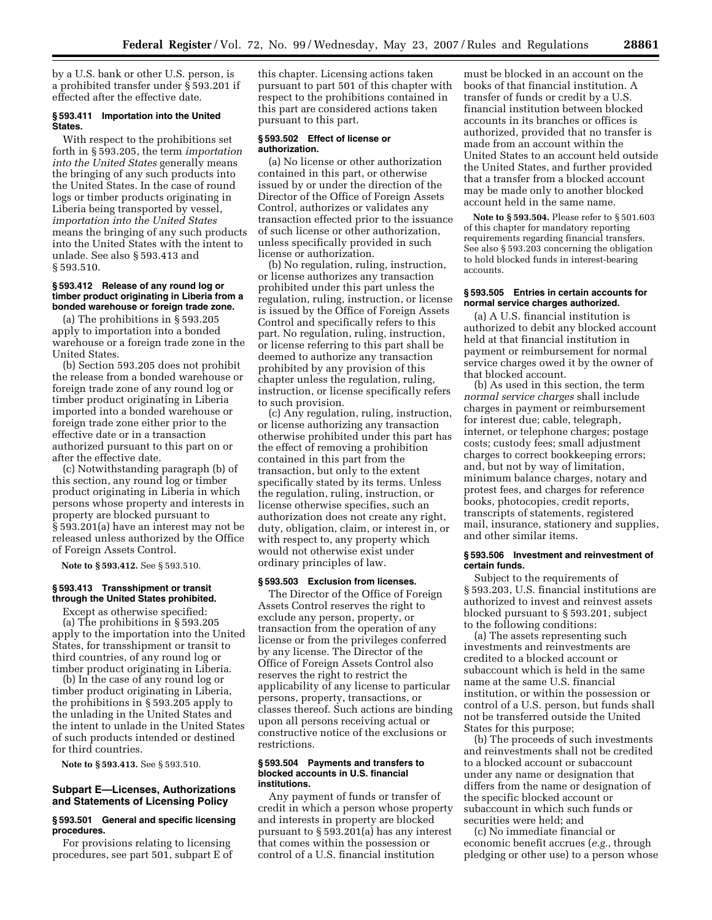by a U.S. bank or other U.S. person, is a prohibited transfer under § 593.201 if effected after the effective date.

### § 593.411 Importation into the United States.

With respect to the prohibitions set forth in § 593.205, the term *importation into the United States* generally means the bringing of any such products into the United States. In the case of round logs or timber products originating in Liberia being transported by vessel, *importation into the United States* means the bringing of any such products into the United States with the intent to unlade. See also § 593.413 and § 593.510.

### § 593.412 Release of any round log or timber product originating in Liberia from a bonded warehouse or foreign trade zone.

(a) The prohibitions in § 593.205 apply to importation into a bonded warehouse or a foreign trade zone in the United States.

(b) Section 593.205 does not prohibit the release from a bonded warehouse or foreign trade zone of any round log or timber product originating in Liberia imported into a bonded warehouse or foreign trade zone either prior to the effective date or in a transaction authorized pursuant to this part on or after the effective date.

(c) Notwithstanding paragraph (b) of this section, any round log or timber product originating in Liberia in which persons whose property and interests in property are blocked pursuant to § 593.201(a) have an interest may not be released unless authorized by the Office of Foreign Assets Control.

**Note to § 593.412.** See § 593.510.

### § 593.413 Transshipment or transit through the United States prohibited.

Except as otherwise specified:

(a) The prohibitions in § 593.205 apply to the importation into the United States, for transshipment or transit to third countries, of any round log or timber product originating in Liberia.

(b) In the case of any round log or timber product originating in Liberia, the prohibitions in § 593.205 apply to the unlading in the United States and the intent to unlade in the United States of such products intended or destined for third countries.

**Note to § 593.413.** See § 593.510.

## Subpart E—Licenses, Authorizations and Statements of Licensing Policy

### § 593.501 General and specific licensing procedures.

For provisions relating to licensing procedures, see part 501, subpart E of this chapter. Licensing actions taken pursuant to part 501 of this chapter with respect to the prohibitions contained in this part are considered actions taken pursuant to this part.

### § 593.502 Effect of license or authorization.

(a) No license or other authorization contained in this part, or otherwise issued by or under the direction of the Director of the Office of Foreign Assets Control, authorizes or validates any transaction effected prior to the issuance of such license or other authorization, unless specifically provided in such license or authorization.

(b) No regulation, ruling, instruction, or license authorizes any transaction prohibited under this part unless the regulation, ruling, instruction, or license is issued by the Office of Foreign Assets Control and specifically refers to this part. No regulation, ruling, instruction, or license referring to this part shall be deemed to authorize any transaction prohibited by any provision of this chapter unless the regulation, ruling, instruction, or license specifically refers to such provision.

(c) Any regulation, ruling, instruction, or license authorizing any transaction otherwise prohibited under this part has the effect of removing a prohibition contained in this part from the transaction, but only to the extent specifically stated by its terms. Unless the regulation, ruling, instruction, or license otherwise specifies, such an authorization does not create any right, duty, obligation, claim, or interest in, or with respect to, any property which would not otherwise exist under ordinary principles of law.

### § 593.503 Exclusion from licenses.

The Director of the Office of Foreign Assets Control reserves the right to exclude any person, property, or transaction from the operation of any license or from the privileges conferred by any license. The Director of the Office of Foreign Assets Control also reserves the right to restrict the applicability of any license to particular persons, property, transactions, or classes thereof. Such actions are binding upon all persons receiving actual or constructive notice of the exclusions or restrictions.

### § 593.504 Payments and transfers to blocked accounts in U.S. financial institutions.

Any payment of funds or transfer of credit in which a person whose property and interests in property are blocked pursuant to § 593.201(a) has any interest that comes within the possession or control of a U.S. financial institution must be blocked in an account on the books of that financial institution. A transfer of funds or credit by a U.S. financial institution between blocked accounts in its branches or offices is authorized, provided that no transfer is made from an account within the United States to an account held outside the United States, and further provided that a transfer from a blocked account may be made only to another blocked account held in the same name.

**Note to § 593.504.** Please refer to § 501.603 of this chapter for mandatory reporting requirements regarding financial transfers. See also § 593.203 concerning the obligation to hold blocked funds in interest-bearing accounts.

### § 593.505 Entries in certain accounts for normal service charges authorized.

(a) A U.S. financial institution is authorized to debit any blocked account held at that financial institution in payment or reimbursement for normal service charges owed it by the owner of that blocked account.

(b) As used in this section, the term *normal service charges* shall include charges in payment or reimbursement for interest due; cable, telegraph, internet, or telephone charges; postage costs; custody fees; small adjustment charges to correct bookkeeping errors; and, but not by way of limitation, minimum balance charges, notary and protest fees, and charges for reference books, photocopies, credit reports, transcripts of statements, registered mail, insurance, stationery and supplies, and other similar items.

### § 593.506 Investment and reinvestment of certain funds.

Subject to the requirements of § 593.203, U.S. financial institutions are authorized to invest and reinvest assets blocked pursuant to § 593.201, subject to the following conditions:

(a) The assets representing such investments and reinvestments are credited to a blocked account or subaccount which is held in the same name at the same U.S. financial institution, or within the possession or control of a U.S. person, but funds shall not be transferred outside the United States for this purpose;

(b) The proceeds of such investments and reinvestments shall not be credited to a blocked account or subaccount under any name or designation that differs from the name or designation of the specific blocked account or subaccount in which such funds or securities were held; and

(c) No immediate financial or economic benefit accrues (*e.g.*, through pledging or other use) to a person whose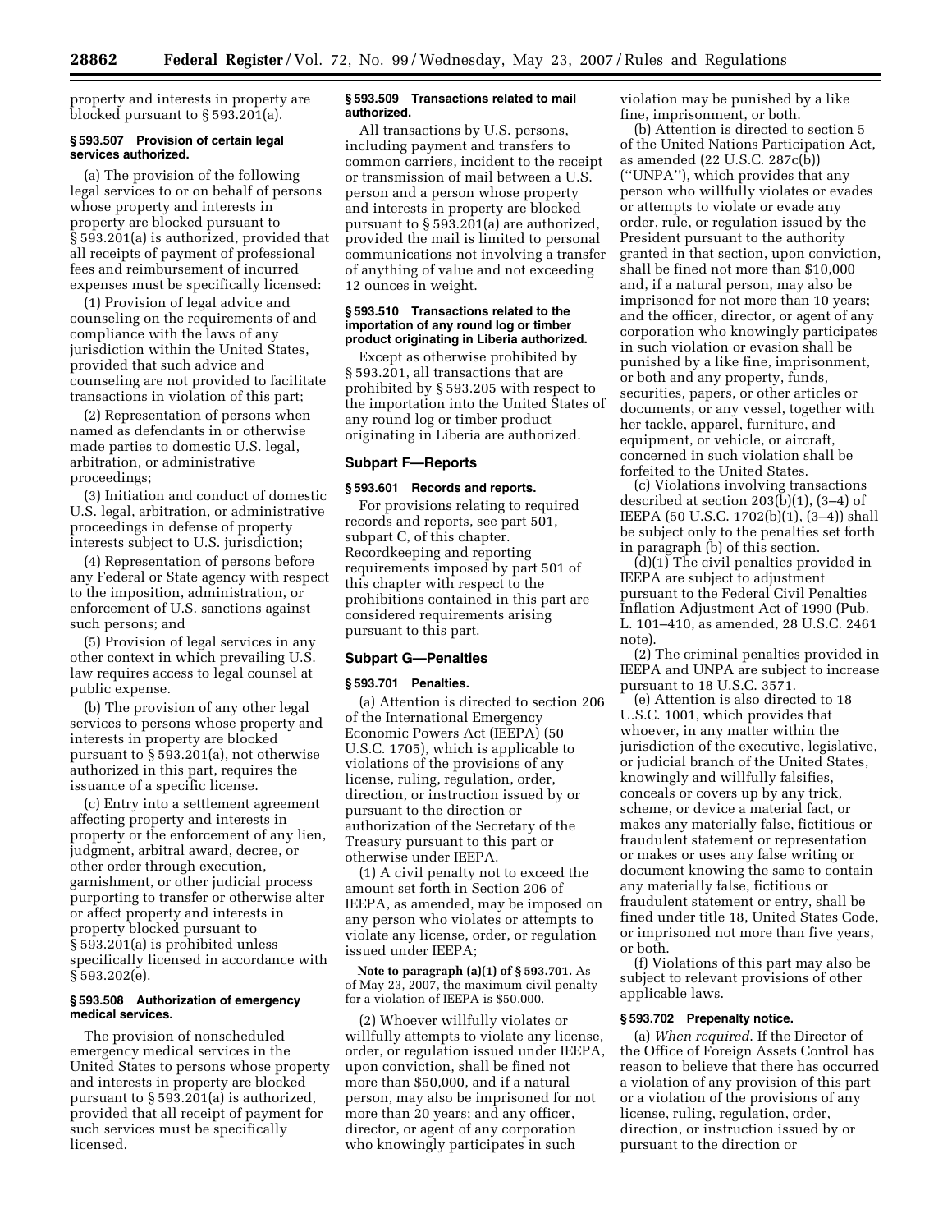property and interests in property are blocked pursuant to § 593.201(a).

### § 593.507 Provision of certain legal services authorized.

(a) The provision of the following legal services to or on behalf of persons whose property and interests in property are blocked pursuant to § 593.201(a) is authorized, provided that all receipts of payment of professional fees and reimbursement of incurred expenses must be specifically licensed:

(1) Provision of legal advice and counseling on the requirements of and compliance with the laws of any jurisdiction within the United States, provided that such advice and counseling are not provided to facilitate transactions in violation of this part;

(2) Representation of persons when named as defendants in or otherwise made parties to domestic U.S. legal, arbitration, or administrative proceedings;

(3) Initiation and conduct of domestic U.S. legal, arbitration, or administrative proceedings in defense of property interests subject to U.S. jurisdiction;

(4) Representation of persons before any Federal or State agency with respect to the imposition, administration, or enforcement of U.S. sanctions against such persons; and

(5) Provision of legal services in any other context in which prevailing U.S. law requires access to legal counsel at public expense.

(b) The provision of any other legal services to persons whose property and interests in property are blocked pursuant to § 593.201(a), not otherwise authorized in this part, requires the issuance of a specific license.

(c) Entry into a settlement agreement affecting property and interests in property or the enforcement of any lien, judgment, arbitral award, decree, or other order through execution, garnishment, or other judicial process purporting to transfer or otherwise alter or affect property and interests in property blocked pursuant to § 593.201(a) is prohibited unless specifically licensed in accordance with § 593.202(e).

### § 593.508 Authorization of emergency medical services.

The provision of nonscheduled emergency medical services in the United States to persons whose property and interests in property are blocked pursuant to § 593.201(a) is authorized, provided that all receipt of payment for such services must be specifically licensed.

### § 593.509 Transactions related to mail authorized.

All transactions by U.S. persons, including payment and transfers to common carriers, incident to the receipt or transmission of mail between a U.S. person and a person whose property and interests in property are blocked pursuant to § 593.201(a) are authorized, provided the mail is limited to personal communications not involving a transfer of anything of value and not exceeding 12 ounces in weight.

### § 593.510 Transactions related to the importation of any round log or timber product originating in Liberia authorized.

Except as otherwise prohibited by § 593.201, all transactions that are prohibited by § 593.205 with respect to the importation into the United States of any round log or timber product originating in Liberia are authorized.

## Subpart F—Reports

### § 593.601 Records and reports.

For provisions relating to required records and reports, see part 501, subpart C, of this chapter. Recordkeeping and reporting requirements imposed by part 501 of this chapter with respect to the prohibitions contained in this part are considered requirements arising pursuant to this part.

## Subpart G—Penalties

### § 593.701 Penalties.

(a) Attention is directed to section 206 of the International Emergency Economic Powers Act (IEEPA) (50 U.S.C. 1705), which is applicable to violations of the provisions of any license, ruling, regulation, order, direction, or instruction issued by or pursuant to the direction or authorization of the Secretary of the Treasury pursuant to this part or otherwise under IEEPA.

(1) A civil penalty not to exceed the amount set forth in Section 206 of IEEPA, as amended, may be imposed on any person who violates or attempts to violate any license, order, or regulation issued under IEEPA;

**Note to paragraph (a)(1) of § 593.701.** As of May 23, 2007, the maximum civil penalty for a violation of IEEPA is $50,000.

(2) Whoever willfully violates or willfully attempts to violate any license, order, or regulation issued under IEEPA, upon conviction, shall be fined not more than $50,000, and if a natural person, may also be imprisoned for not more than 20 years; and any officer, director, or agent of any corporation who knowingly participates in such violation may be punished by a like fine, imprisonment, or both.

(b) Attention is directed to section 5 of the United Nations Participation Act, as amended (22 U.S.C. 287c(b)) (''UNPA''), which provides that any person who willfully violates or evades or attempts to violate or evade any order, rule, or regulation issued by the President pursuant to the authority granted in that section, upon conviction, shall be fined not more than $10,000 and, if a natural person, may also be imprisoned for not more than 10 years; and the officer, director, or agent of any corporation who knowingly participates in such violation or evasion shall be punished by a like fine, imprisonment, or both and any property, funds, securities, papers, or other articles or documents, or any vessel, together with her tackle, apparel, furniture, and equipment, or vehicle, or aircraft, concerned in such violation shall be forfeited to the United States.

(c) Violations involving transactions described at section 203(b)(1), (3–4) of IEEPA (50 U.S.C. 1702(b)(1), (3–4)) shall be subject only to the penalties set forth in paragraph (b) of this section.

(d)(1) The civil penalties provided in IEEPA are subject to adjustment pursuant to the Federal Civil Penalties Inflation Adjustment Act of 1990 (Pub. L. 101–410, as amended, 28 U.S.C. 2461 note).

(2) The criminal penalties provided in IEEPA and UNPA are subject to increase pursuant to 18 U.S.C. 3571.

(e) Attention is also directed to 18 U.S.C. 1001, which provides that whoever, in any matter within the jurisdiction of the executive, legislative, or judicial branch of the United States, knowingly and willfully falsifies, conceals or covers up by any trick, scheme, or device a material fact, or makes any materially false, fictitious or fraudulent statement or representation or makes or uses any false writing or document knowing the same to contain any materially false, fictitious or fraudulent statement or entry, shall be fined under title 18, United States Code, or imprisoned not more than five years, or both.

(f) Violations of this part may also be subject to relevant provisions of other applicable laws.

### § 593.702 Prepenalty notice.

(a) *When required.* If the Director of the Office of Foreign Assets Control has reason to believe that there has occurred a violation of any provision of this part or a violation of the provisions of any license, ruling, regulation, order, direction, or instruction issued by or pursuant to the direction or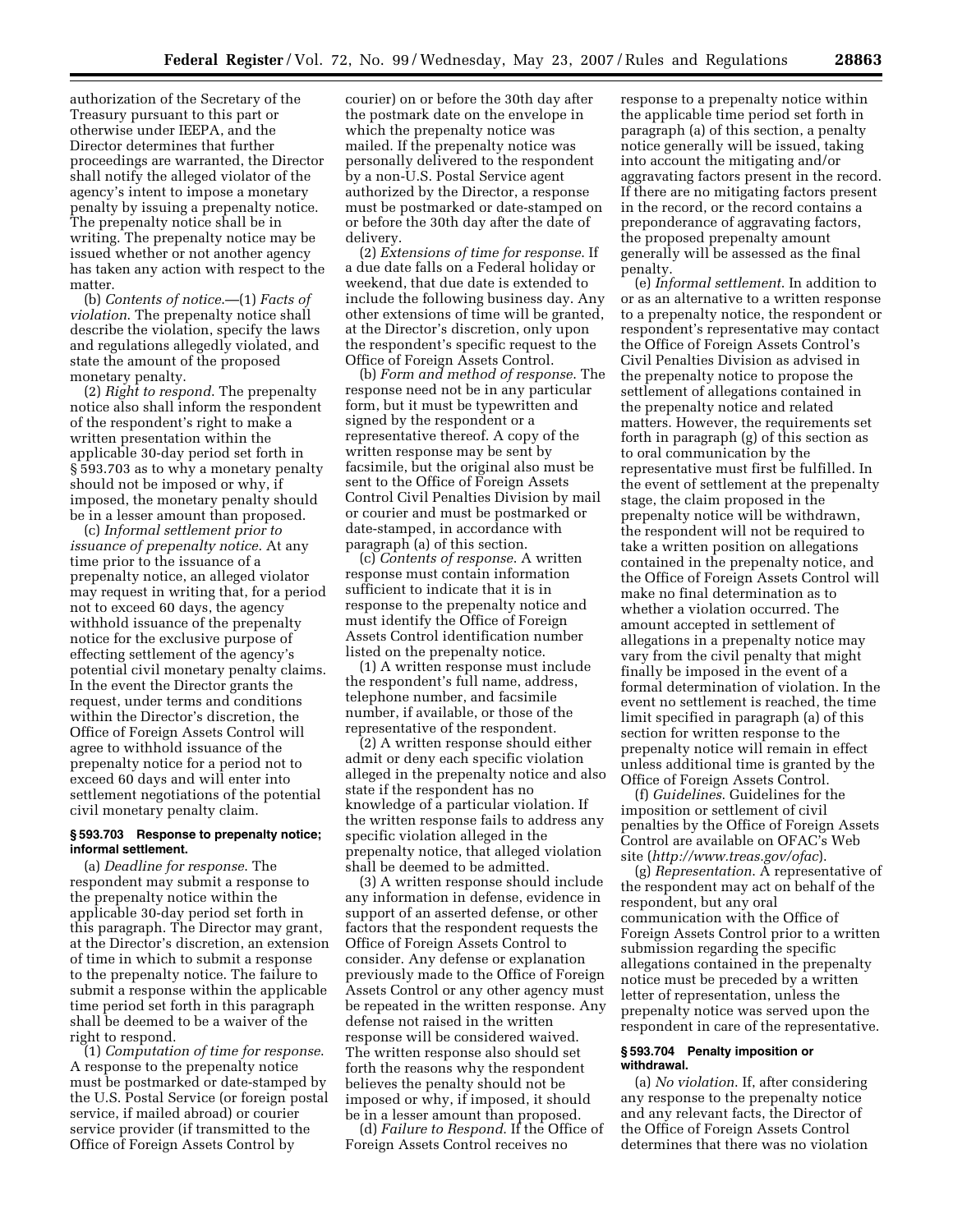authorization of the Secretary of the Treasury pursuant to this part or otherwise under IEEPA, and the Director determines that further proceedings are warranted, the Director shall notify the alleged violator of the agency's intent to impose a monetary penalty by issuing a prepenalty notice. The prepenalty notice shall be in writing. The prepenalty notice may be issued whether or not another agency has taken any action with respect to the matter.

(b) *Contents of notice.*—(1) *Facts of violation.* The prepenalty notice shall describe the violation, specify the laws and regulations allegedly violated, and state the amount of the proposed monetary penalty.

(2) *Right to respond.* The prepenalty notice also shall inform the respondent of the respondent's right to make a written presentation within the applicable 30-day period set forth in § 593.703 as to why a monetary penalty should not be imposed or why, if imposed, the monetary penalty should be in a lesser amount than proposed.

(c) *Informal settlement prior to issuance of prepenalty notice.* At any time prior to the issuance of a prepenalty notice, an alleged violator may request in writing that, for a period not to exceed 60 days, the agency withhold issuance of the prepenalty notice for the exclusive purpose of effecting settlement of the agency's potential civil monetary penalty claims. In the event the Director grants the request, under terms and conditions within the Director's discretion, the Office of Foreign Assets Control will agree to withhold issuance of the prepenalty notice for a period not to exceed 60 days and will enter into settlement negotiations of the potential civil monetary penalty claim.

#### § 593.703 Response to prepenalty notice; informal settlement.

(a) *Deadline for response.* The respondent may submit a response to the prepenalty notice within the applicable 30-day period set forth in this paragraph. The Director may grant, at the Director's discretion, an extension of time in which to submit a response to the prepenalty notice. The failure to submit a response within the applicable time period set forth in this paragraph shall be deemed to be a waiver of the right to respond.

(1) *Computation of time for response.* A response to the prepenalty notice must be postmarked or date-stamped by the U.S. Postal Service (or foreign postal service, if mailed abroad) or courier service provider (if transmitted to the Office of Foreign Assets Control by courier) on or before the 30th day after the postmark date on the envelope in which the prepenalty notice was mailed. If the prepenalty notice was personally delivered to the respondent by a non-U.S. Postal Service agent authorized by the Director, a response must be postmarked or date-stamped on or before the 30th day after the date of delivery.

(2) *Extensions of time for response.* If a due date falls on a Federal holiday or weekend, that due date is extended to include the following business day. Any other extensions of time will be granted, at the Director's discretion, only upon the respondent's specific request to the Office of Foreign Assets Control.

(b) *Form and method of response.* The response need not be in any particular form, but it must be typewritten and signed by the respondent or a representative thereof. A copy of the written response may be sent by facsimile, but the original also must be sent to the Office of Foreign Assets Control Civil Penalties Division by mail or courier and must be postmarked or date-stamped, in accordance with paragraph (a) of this section.

(c) *Contents of response.* A written response must contain information sufficient to indicate that it is in response to the prepenalty notice and must identify the Office of Foreign Assets Control identification number listed on the prepenalty notice.

(1) A written response must include the respondent's full name, address, telephone number, and facsimile number, if available, or those of the representative of the respondent.

(2) A written response should either admit or deny each specific violation alleged in the prepenalty notice and also state if the respondent has no knowledge of a particular violation. If the written response fails to address any specific violation alleged in the prepenalty notice, that alleged violation shall be deemed to be admitted.

(3) A written response should include any information in defense, evidence in support of an asserted defense, or other factors that the respondent requests the Office of Foreign Assets Control to consider. Any defense or explanation previously made to the Office of Foreign Assets Control or any other agency must be repeated in the written response. Any defense not raised in the written response will be considered waived. The written response also should set forth the reasons why the respondent believes the penalty should not be imposed or why, if imposed, it should be in a lesser amount than proposed.

(d) *Failure to Respond.* If the Office of Foreign Assets Control receives no response to a prepenalty notice within the applicable time period set forth in paragraph (a) of this section, a penalty notice generally will be issued, taking into account the mitigating and/or aggravating factors present in the record. If there are no mitigating factors present in the record, or the record contains a preponderance of aggravating factors, the proposed prepenalty amount generally will be assessed as the final penalty.

(e) *Informal settlement.* In addition to or as an alternative to a written response to a prepenalty notice, the respondent or respondent's representative may contact the Office of Foreign Assets Control's Civil Penalties Division as advised in the prepenalty notice to propose the settlement of allegations contained in the prepenalty notice and related matters. However, the requirements set forth in paragraph (g) of this section as to oral communication by the representative must first be fulfilled. In the event of settlement at the prepenalty stage, the claim proposed in the prepenalty notice will be withdrawn, the respondent will not be required to take a written position on allegations contained in the prepenalty notice, and the Office of Foreign Assets Control will make no final determination as to whether a violation occurred. The amount accepted in settlement of allegations in a prepenalty notice may vary from the civil penalty that might finally be imposed in the event of a formal determination of violation. In the event no settlement is reached, the time limit specified in paragraph (a) of this section for written response to the prepenalty notice will remain in effect unless additional time is granted by the Office of Foreign Assets Control.

(f) *Guidelines.* Guidelines for the imposition or settlement of civil penalties by the Office of Foreign Assets Control are available on OFAC's Web site (*http://www.treas.gov/ofac*).

(g) *Representation.* A representative of the respondent may act on behalf of the respondent, but any oral communication with the Office of Foreign Assets Control prior to a written submission regarding the specific allegations contained in the prepenalty notice must be preceded by a written letter of representation, unless the prepenalty notice was served upon the respondent in care of the representative.

#### § 593.704 Penalty imposition or withdrawal.

(a) *No violation.* If, after considering any response to the prepenalty notice and any relevant facts, the Director of the Office of Foreign Assets Control determines that there was no violation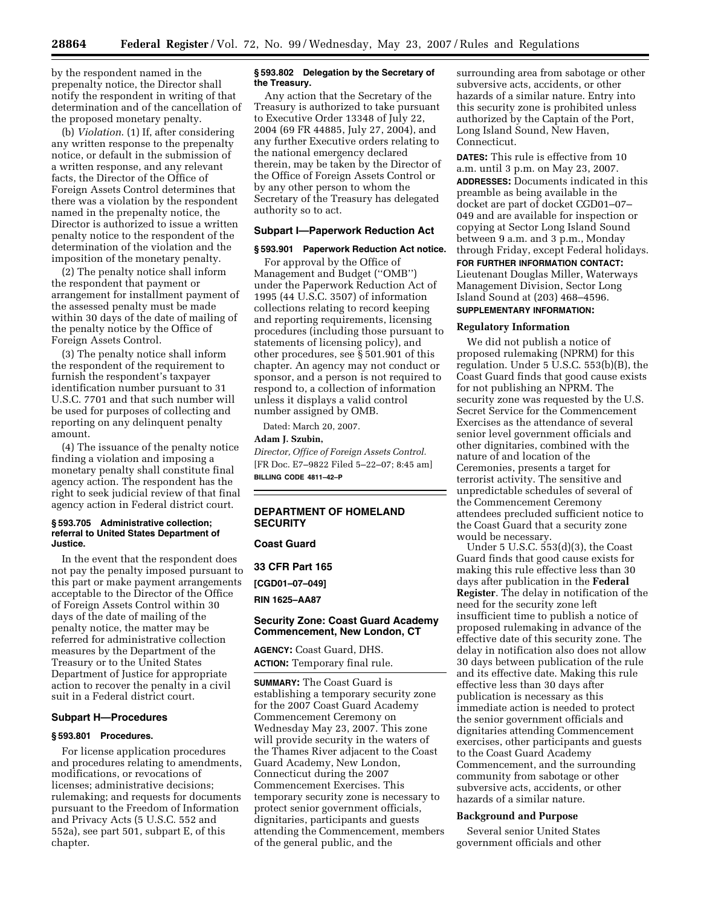by the respondent named in the prepenalty notice, the Director shall notify the respondent in writing of that determination and of the cancellation of the proposed monetary penalty.

(b) *Violation.* (1) If, after considering any written response to the prepenalty notice, or default in the submission of a written response, and any relevant facts, the Director of the Office of Foreign Assets Control determines that there was a violation by the respondent named in the prepenalty notice, the Director is authorized to issue a written penalty notice to the respondent of the determination of the violation and the imposition of the monetary penalty.

(2) The penalty notice shall inform the respondent that payment or arrangement for installment payment of the assessed penalty must be made within 30 days of the date of mailing of the penalty notice by the Office of Foreign Assets Control.

(3) The penalty notice shall inform the respondent of the requirement to furnish the respondent's taxpayer identification number pursuant to 31 U.S.C. 7701 and that such number will be used for purposes of collecting and reporting on any delinquent penalty amount.

(4) The issuance of the penalty notice finding a violation and imposing a monetary penalty shall constitute final agency action. The respondent has the right to seek judicial review of that final agency action in Federal district court.

#### § 593.705 Administrative collection; referral to United States Department of Justice.

In the event that the respondent does not pay the penalty imposed pursuant to this part or make payment arrangements acceptable to the Director of the Office of Foreign Assets Control within 30 days of the date of mailing of the penalty notice, the matter may be referred for administrative collection measures by the Department of the Treasury or to the United States Department of Justice for appropriate action to recover the penalty in a civil suit in a Federal district court.

### Subpart H—Procedures

#### § 593.801 Procedures.

For license application procedures and procedures relating to amendments, modifications, or revocations of licenses; administrative decisions; rulemaking; and requests for documents pursuant to the Freedom of Information and Privacy Acts (5 U.S.C. 552 and 552a), see part 501, subpart E, of this chapter.

#### § 593.802 Delegation by the Secretary of the Treasury.

Any action that the Secretary of the Treasury is authorized to take pursuant to Executive Order 13348 of July 22, 2004 (69 FR 44885, July 27, 2004), and any further Executive orders relating to the national emergency declared therein, may be taken by the Director of the Office of Foreign Assets Control or by any other person to whom the Secretary of the Treasury has delegated authority so to act.

### Subpart I—Paperwork Reduction Act

#### § 593.901 Paperwork Reduction Act notice.

For approval by the Office of Management and Budget ("OMB") under the Paperwork Reduction Act of 1995 (44 U.S.C. 3507) of information collections relating to record keeping and reporting requirements, licensing procedures (including those pursuant to statements of licensing policy), and other procedures, see § 501.901 of this chapter. An agency may not conduct or sponsor, and a person is not required to respond to, a collection of information unless it displays a valid control number assigned by OMB.

Dated: March 20, 2007.

**Adam J. Szubin,**

*Director, Office of Foreign Assets Control.*

[FR Doc. E7–9822 Filed 5–22–07; 8:45 am]

**BILLING CODE 4811–42–P**

## DEPARTMENT OF HOMELAND SECURITY

### Coast Guard

### 33 CFR Part 165

**[CGD01–07–049]**

**RIN 1625–AA87**

### Security Zone: Coast Guard Academy Commencement, New London, CT

**AGENCY:** Coast Guard, DHS.

**ACTION:** Temporary final rule.

**SUMMARY:** The Coast Guard is establishing a temporary security zone for the 2007 Coast Guard Academy Commencement Ceremony on Wednesday May 23, 2007. This zone will provide security in the waters of the Thames River adjacent to the Coast Guard Academy, New London, Connecticut during the 2007 Commencement Exercises. This temporary security zone is necessary to protect senior government officials, dignitaries, participants and guests attending the Commencement, members of the general public, and the surrounding area from sabotage or other subversive acts, accidents, or other hazards of a similar nature. Entry into this security zone is prohibited unless authorized by the Captain of the Port, Long Island Sound, New Haven, Connecticut.

**DATES:** This rule is effective from 10 a.m. until 3 p.m. on May 23, 2007.

**ADDRESSES:** Documents indicated in this preamble as being available in the docket are part of docket CGD01–07–049 and are available for inspection or copying at Sector Long Island Sound between 9 a.m. and 3 p.m., Monday through Friday, except Federal holidays.

**FOR FURTHER INFORMATION CONTACT:** Lieutenant Douglas Miller, Waterways Management Division, Sector Long Island Sound at (203) 468–4596.

**SUPPLEMENTARY INFORMATION:**

#### Regulatory Information

We did not publish a notice of proposed rulemaking (NPRM) for this regulation. Under 5 U.S.C. 553(b)(B), the Coast Guard finds that good cause exists for not publishing an NPRM. The security zone was requested by the U.S. Secret Service for the Commencement Exercises as the attendance of several senior level government officials and other dignitaries, combined with the nature of and location of the Ceremonies, presents a target for terrorist activity. The sensitive and unpredictable schedules of several of the Commencement Ceremony attendees precluded sufficient notice to the Coast Guard that a security zone would be necessary.

Under 5 U.S.C. 553(d)(3), the Coast Guard finds that good cause exists for making this rule effective less than 30 days after publication in the **Federal Register**. The delay in notification of the need for the security zone left insufficient time to publish a notice of proposed rulemaking in advance of the effective date of this security zone. The delay in notification also does not allow 30 days between publication of the rule and its effective date. Making this rule effective less than 30 days after publication is necessary as this immediate action is needed to protect the senior government officials and dignitaries attending Commencement exercises, other participants and guests to the Coast Guard Academy Commencement, and the surrounding community from sabotage or other subversive acts, accidents, or other hazards of a similar nature.

#### Background and Purpose

Several senior United States government officials and other